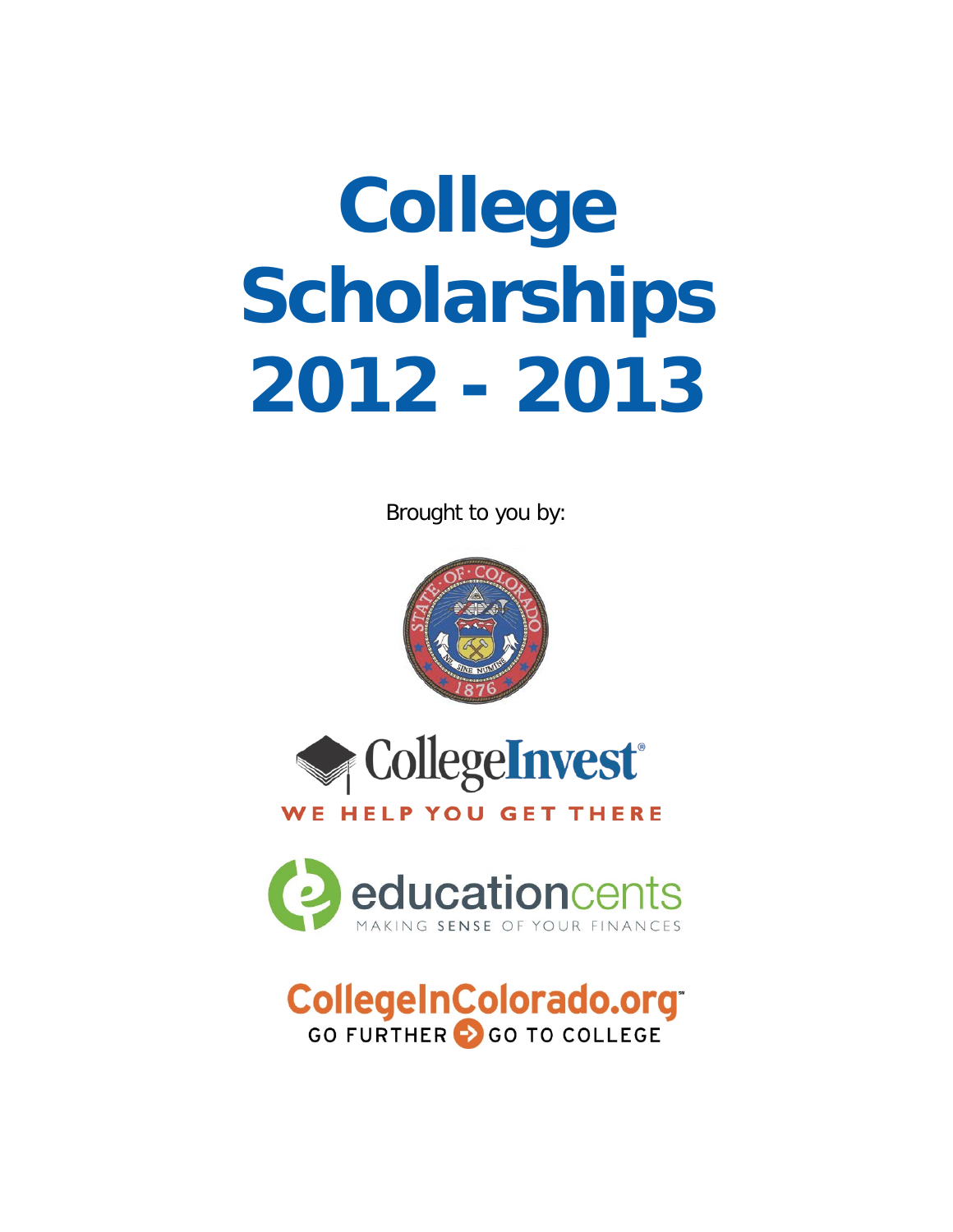# College Scholarships 2012 - 2013

Brought to you by:

CollegeInvest®

WE HELP YOU GET THERE

educationcents

MAKING SENSE OF YOUR FINANCES

CollegeInColorado.org

GO FURTHER GO TO COLLEGE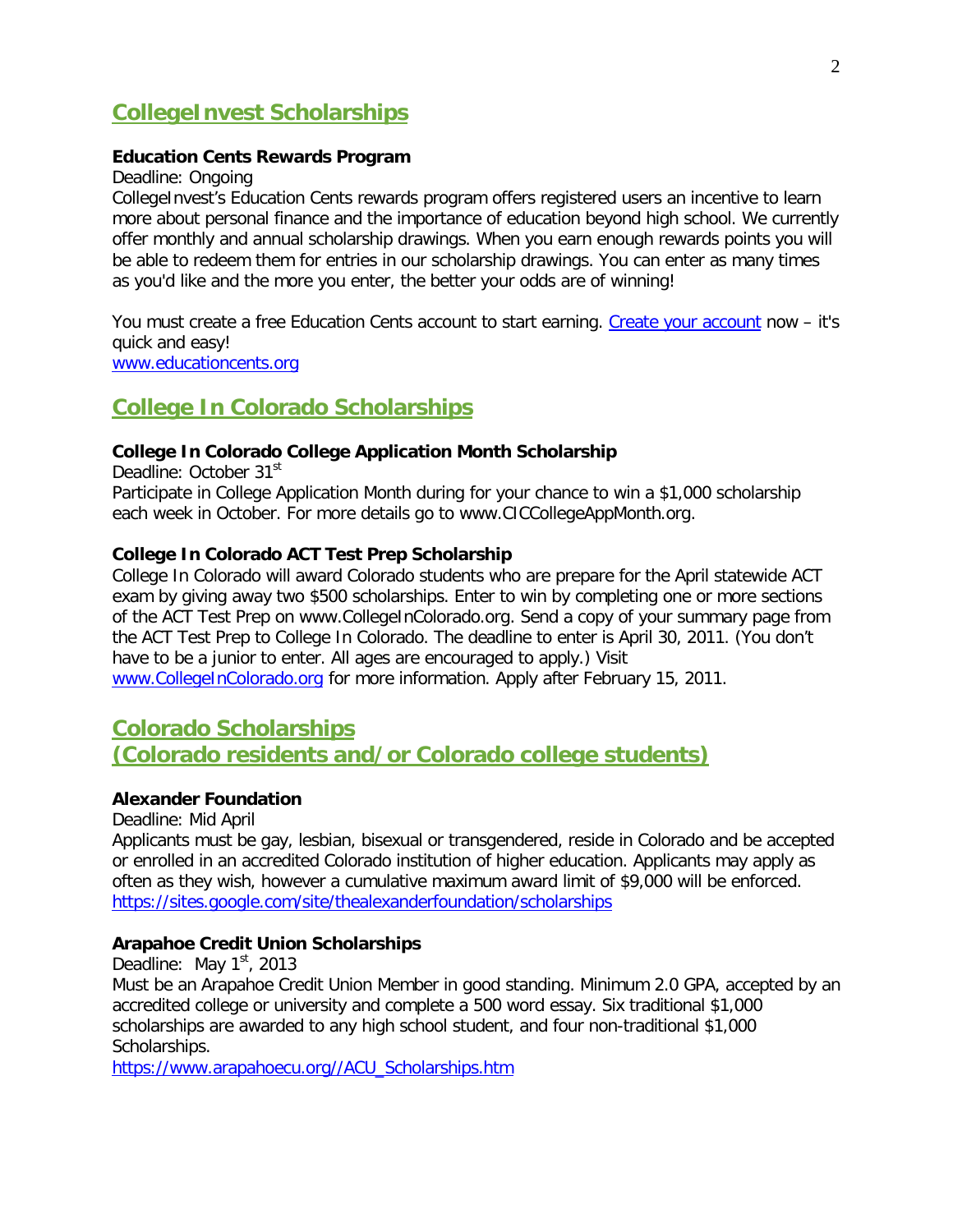## CollegeInvest Scholarships

**Education Cents Rewards Program**

Deadline: Ongoing

CollegeInvest's Education Cents rewards program offers registered users an incentive to learn more about personal finance and the importance of education beyond high school. We currently offer monthly and annual scholarship drawings. When you earn enough rewards points you will be able to redeem them for entries in our scholarship drawings. You can enter as many times as you'd like and the more you enter, the better your odds are of winning!

You must create a free Education Cents account to start earning. Create your account now – it's quick and easy!

www.educationcents.org

## College In Colorado Scholarships

**College In Colorado College Application Month Scholarship**

Deadline: October 31st

Participate in College Application Month during for your chance to win a $1,000 scholarship each week in October. For more details go to www.CICCollegeAppMonth.org.

**College In Colorado ACT Test Prep Scholarship**

College In Colorado will award Colorado students who are prepare for the April statewide ACT exam by giving away two $500 scholarships. Enter to win by completing one or more sections of the ACT Test Prep on www.CollegeInColorado.org. Send a copy of your summary page from the ACT Test Prep to College In Colorado. The deadline to enter is April 30, 2011. (You don't have to be a junior to enter. All ages are encouraged to apply.) Visit www.CollegeInColorado.org for more information. Apply after February 15, 2011.

## Colorado Scholarships (Colorado residents and/or Colorado college students)

**Alexander Foundation**

Deadline: Mid April

Applicants must be gay, lesbian, bisexual or transgendered, reside in Colorado and be accepted or enrolled in an accredited Colorado institution of higher education. Applicants may apply as often as they wish, however a cumulative maximum award limit of $9,000 will be enforced.

https://sites.google.com/site/thealexanderfoundation/scholarships

**Arapahoe Credit Union Scholarships**

Deadline: May 1st, 2013

Must be an Arapahoe Credit Union Member in good standing. Minimum 2.0 GPA, accepted by an accredited college or university and complete a 500 word essay. Six traditional $1,000 scholarships are awarded to any high school student, and four non-traditional $1,000 Scholarships.

https://www.arapahoecu.org//ACU_Scholarships.htm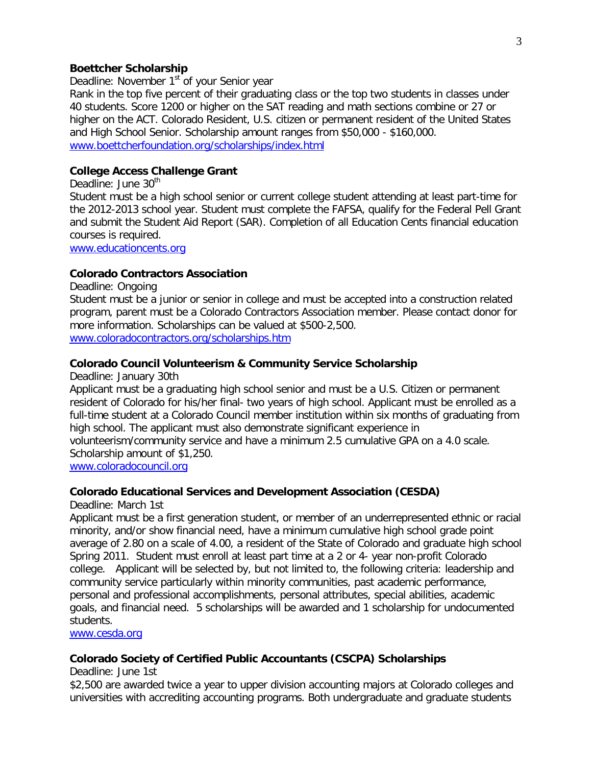**Boettcher Scholarship**

Deadline: November 1st of your Senior year

Rank in the top five percent of their graduating class or the top two students in classes under 40 students. Score 1200 or higher on the SAT reading and math sections combine or 27 or higher on the ACT. Colorado Resident, U.S. citizen or permanent resident of the United States and High School Senior. Scholarship amount ranges from $50,000 - $160,000.

www.boettcherfoundation.org/scholarships/index.html

**College Access Challenge Grant**

Deadline: June 30th

Student must be a high school senior or current college student attending at least part-time for the 2012-2013 school year. Student must complete the FAFSA, qualify for the Federal Pell Grant and submit the Student Aid Report (SAR). Completion of all Education Cents financial education courses is required.

www.educationcents.org

**Colorado Contractors Association**

Deadline: Ongoing

Student must be a junior or senior in college and must be accepted into a construction related program, parent must be a Colorado Contractors Association member. Please contact donor for more information. Scholarships can be valued at $500-2,500.

www.coloradocontractors.org/scholarships.htm

**Colorado Council Volunteerism & Community Service Scholarship**

Deadline: January 30th

Applicant must be a graduating high school senior and must be a U.S. Citizen or permanent resident of Colorado for his/her final- two years of high school. Applicant must be enrolled as a full-time student at a Colorado Council member institution within six months of graduating from high school. The applicant must also demonstrate significant experience in volunteerism/community service and have a minimum 2.5 cumulative GPA on a 4.0 scale. Scholarship amount of $1,250.

www.coloradocouncil.org

**Colorado Educational Services and Development Association (CESDA)**

Deadline: March 1st

Applicant must be a first generation student, or member of an underrepresented ethnic or racial minority, and/or show financial need, have a minimum cumulative high school grade point average of 2.80 on a scale of 4.00, a resident of the State of Colorado and graduate high school Spring 2011. Student must enroll at least part time at a 2 or 4- year non-profit Colorado college. Applicant will be selected by, but not limited to, the following criteria: leadership and community service particularly within minority communities, past academic performance, personal and professional accomplishments, personal attributes, special abilities, academic goals, and financial need. 5 scholarships will be awarded and 1 scholarship for undocumented students.

www.cesda.org

**Colorado Society of Certified Public Accountants (CSCPA) Scholarships**

Deadline: June 1st

$2,500 are awarded twice a year to upper division accounting majors at Colorado colleges and universities with accrediting accounting programs. Both undergraduate and graduate students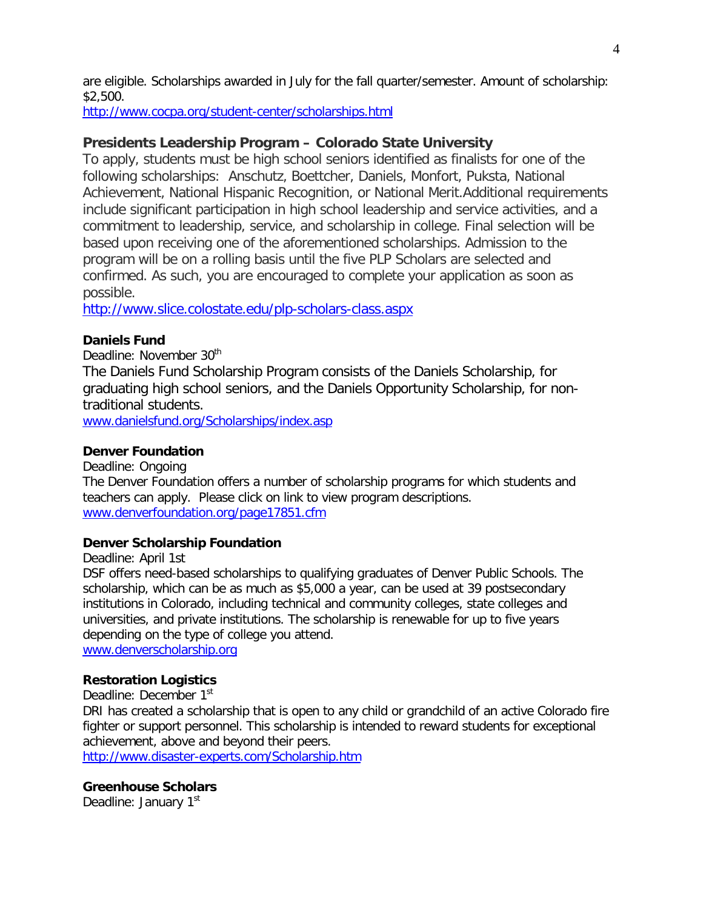are eligible. Scholarships awarded in July for the fall quarter/semester. Amount of scholarship: $2,500.
http://www.cocpa.org/student-center/scholarships.html

### Presidents Leadership Program – Colorado State University

To apply, students must be high school seniors identified as finalists for one of the following scholarships: Anschutz, Boettcher, Daniels, Monfort, Puksta, National Achievement, National Hispanic Recognition, or National Merit.Additional requirements include significant participation in high school leadership and service activities, and a commitment to leadership, service, and scholarship in college. Final selection will be based upon receiving one of the aforementioned scholarships. Admission to the program will be on a rolling basis until the five PLP Scholars are selected and confirmed. As such, you are encouraged to complete your application as soon as possible.
http://www.slice.colostate.edu/plp-scholars-class.aspx

**Daniels Fund**
Deadline: November 30th
The Daniels Fund Scholarship Program consists of the Daniels Scholarship, for graduating high school seniors, and the Daniels Opportunity Scholarship, for non-traditional students.
www.danielsfund.org/Scholarships/index.asp

**Denver Foundation**
Deadline: Ongoing
The Denver Foundation offers a number of scholarship programs for which students and teachers can apply. Please click on link to view program descriptions.
www.denverfoundation.org/page17851.cfm

**Denver Scholarship Foundation**
Deadline: April 1st
DSF offers need-based scholarships to qualifying graduates of Denver Public Schools. The scholarship, which can be as much as $5,000 a year, can be used at 39 postsecondary institutions in Colorado, including technical and community colleges, state colleges and universities, and private institutions. The scholarship is renewable for up to five years depending on the type of college you attend.
www.denverscholarship.org

**Restoration Logistics**
Deadline: December 1st
DRI has created a scholarship that is open to any child or grandchild of an active Colorado fire fighter or support personnel. This scholarship is intended to reward students for exceptional achievement, above and beyond their peers.
http://www.disaster-experts.com/Scholarship.htm

**Greenhouse Scholars**
Deadline: January 1st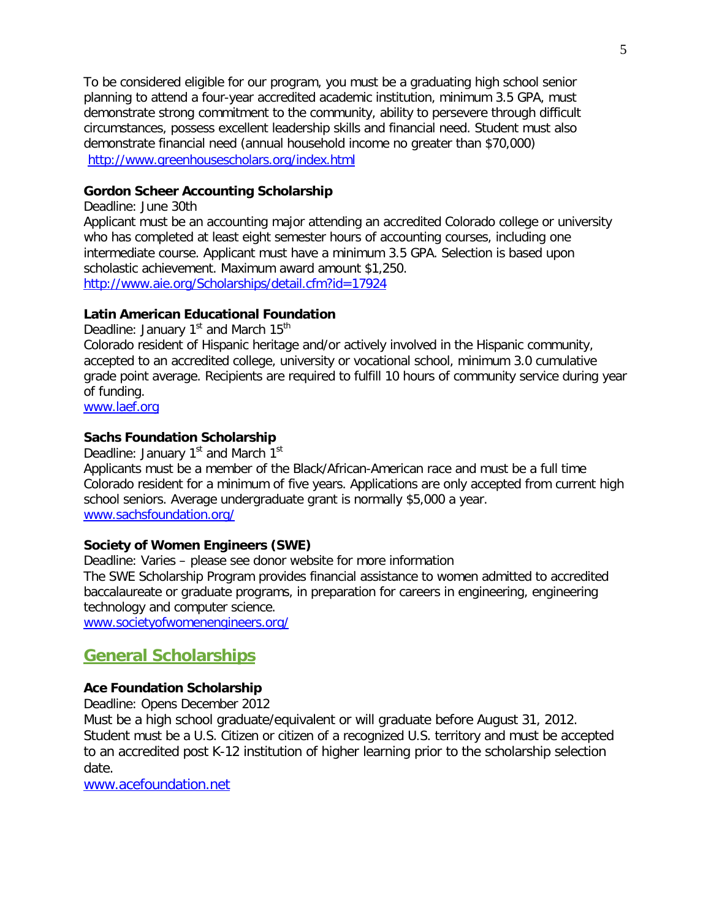To be considered eligible for our program, you must be a graduating high school senior planning to attend a four-year accredited academic institution, minimum 3.5 GPA, must demonstrate strong commitment to the community, ability to persevere through difficult circumstances, possess excellent leadership skills and financial need. Student must also demonstrate financial need (annual household income no greater than $70,000)
[http://www.greenhousescholars.org/index.html](http://www.greenhousescholars.org/index.html)

**Gordon Scheer Accounting Scholarship**
Deadline: June 30th
Applicant must be an accounting major attending an accredited Colorado college or university who has completed at least eight semester hours of accounting courses, including one intermediate course. Applicant must have a minimum 3.5 GPA. Selection is based upon scholastic achievement. Maximum award amount $1,250.
[http://www.aie.org/Scholarships/detail.cfm?id=17924](http://www.aie.org/Scholarships/detail.cfm?id=17924)

**Latin American Educational Foundation**
Deadline: January 1st and March 15th
Colorado resident of Hispanic heritage and/or actively involved in the Hispanic community, accepted to an accredited college, university or vocational school, minimum 3.0 cumulative grade point average. Recipients are required to fulfill 10 hours of community service during year of funding.
[www.laef.org](http://www.laef.org)

**Sachs Foundation Scholarship**
Deadline: January 1st and March 1st
Applicants must be a member of the Black/African-American race and must be a full time Colorado resident for a minimum of five years. Applications are only accepted from current high school seniors. Average undergraduate grant is normally $5,000 a year.
[www.sachsfoundation.org/](http://www.sachsfoundation.org/)

**Society of Women Engineers (SWE)**
Deadline: Varies – please see donor website for more information
The SWE Scholarship Program provides financial assistance to women admitted to accredited baccalaureate or graduate programs, in preparation for careers in engineering, engineering technology and computer science.
[www.societyofwomenengineers.org/](http://www.societyofwomenengineers.org/)

## General Scholarships

**Ace Foundation Scholarship**
Deadline: Opens December 2012
Must be a high school graduate/equivalent or will graduate before August 31, 2012. Student must be a U.S. Citizen or citizen of a recognized U.S. territory and must be accepted to an accredited post K-12 institution of higher learning prior to the scholarship selection date.
[www.acefoundation.net](http://www.acefoundation.net)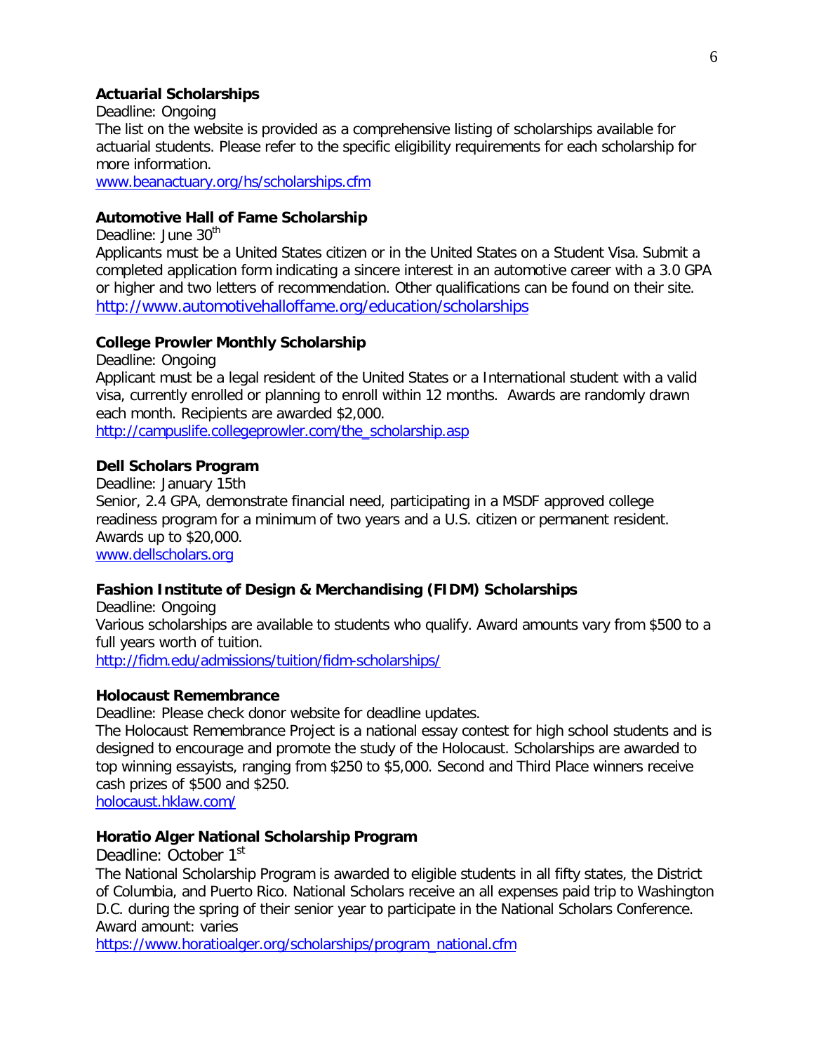**Actuarial Scholarships**

Deadline: Ongoing

The list on the website is provided as a comprehensive listing of scholarships available for actuarial students. Please refer to the specific eligibility requirements for each scholarship for more information.

www.beanactuary.org/hs/scholarships.cfm

**Automotive Hall of Fame Scholarship**

Deadline: June 30th

Applicants must be a United States citizen or in the United States on a Student Visa. Submit a completed application form indicating a sincere interest in an automotive career with a 3.0 GPA or higher and two letters of recommendation. Other qualifications can be found on their site.

http://www.automotivehalloffame.org/education/scholarships

**College Prowler Monthly Scholarship**

Deadline: Ongoing

Applicant must be a legal resident of the United States or a International student with a valid visa, currently enrolled or planning to enroll within 12 months. Awards are randomly drawn each month. Recipients are awarded $2,000.

http://campuslife.collegeprowler.com/the_scholarship.asp

**Dell Scholars Program**

Deadline: January 15th

Senior, 2.4 GPA, demonstrate financial need, participating in a MSDF approved college readiness program for a minimum of two years and a U.S. citizen or permanent resident. Awards up to $20,000.

www.dellscholars.org

**Fashion Institute of Design & Merchandising (FIDM) Scholarships**

Deadline: Ongoing

Various scholarships are available to students who qualify. Award amounts vary from $500 to a full years worth of tuition.

http://fidm.edu/admissions/tuition/fidm-scholarships/

**Holocaust Remembrance**

Deadline: Please check donor website for deadline updates.

The Holocaust Remembrance Project is a national essay contest for high school students and is designed to encourage and promote the study of the Holocaust. Scholarships are awarded to top winning essayists, ranging from $250 to $5,000. Second and Third Place winners receive cash prizes of $500 and $250.

holocaust.hklaw.com/

**Horatio Alger National Scholarship Program**

Deadline: October 1st

The National Scholarship Program is awarded to eligible students in all fifty states, the District of Columbia, and Puerto Rico. National Scholars receive an all expenses paid trip to Washington D.C. during the spring of their senior year to participate in the National Scholars Conference. Award amount: varies

https://www.horatioalger.org/scholarships/program_national.cfm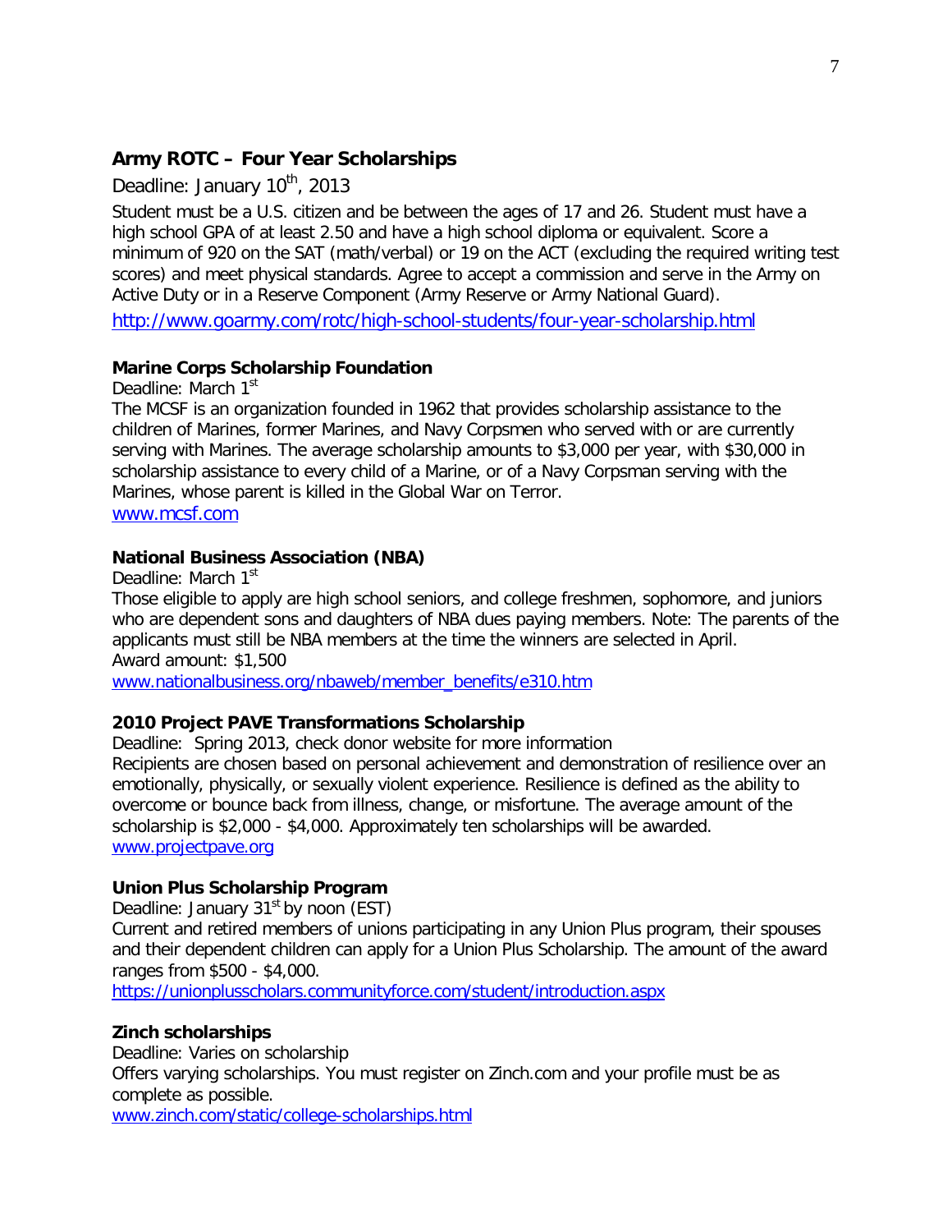### Army ROTC – Four Year Scholarships

Deadline: January 10th, 2013

Student must be a U.S. citizen and be between the ages of 17 and 26. Student must have a high school GPA of at least 2.50 and have a high school diploma or equivalent. Score a minimum of 920 on the SAT (math/verbal) or 19 on the ACT (excluding the required writing test scores) and meet physical standards. Agree to accept a commission and serve in the Army on Active Duty or in a Reserve Component (Army Reserve or Army National Guard).

http://www.goarmy.com/rotc/high-school-students/four-year-scholarship.html

**Marine Corps Scholarship Foundation**

Deadline: March 1st

The MCSF is an organization founded in 1962 that provides scholarship assistance to the children of Marines, former Marines, and Navy Corpsmen who served with or are currently serving with Marines. The average scholarship amounts to $3,000 per year, with $30,000 in scholarship assistance to every child of a Marine, or of a Navy Corpsman serving with the Marines, whose parent is killed in the Global War on Terror.

www.mcsf.com

**National Business Association (NBA)**

Deadline: March 1st

Those eligible to apply are high school seniors, and college freshmen, sophomore, and juniors who are dependent sons and daughters of NBA dues paying members. Note: The parents of the applicants must still be NBA members at the time the winners are selected in April.

Award amount: $1,500

www.nationalbusiness.org/nbaweb/member_benefits/e310.htm

**2010 Project PAVE Transformations Scholarship**

Deadline: Spring 2013, check donor website for more information

Recipients are chosen based on personal achievement and demonstration of resilience over an emotionally, physically, or sexually violent experience. Resilience is defined as the ability to overcome or bounce back from illness, change, or misfortune. The average amount of the scholarship is $2,000 - $4,000. Approximately ten scholarships will be awarded.

www.projectpave.org

**Union Plus Scholarship Program**

Deadline: January 31st by noon (EST)

Current and retired members of unions participating in any Union Plus program, their spouses and their dependent children can apply for a Union Plus Scholarship. The amount of the award ranges from $500 - $4,000.

https://unionplusscholars.communityforce.com/student/introduction.aspx

**Zinch scholarships**

Deadline: Varies on scholarship

Offers varying scholarships. You must register on Zinch.com and your profile must be as complete as possible.

www.zinch.com/static/college-scholarships.html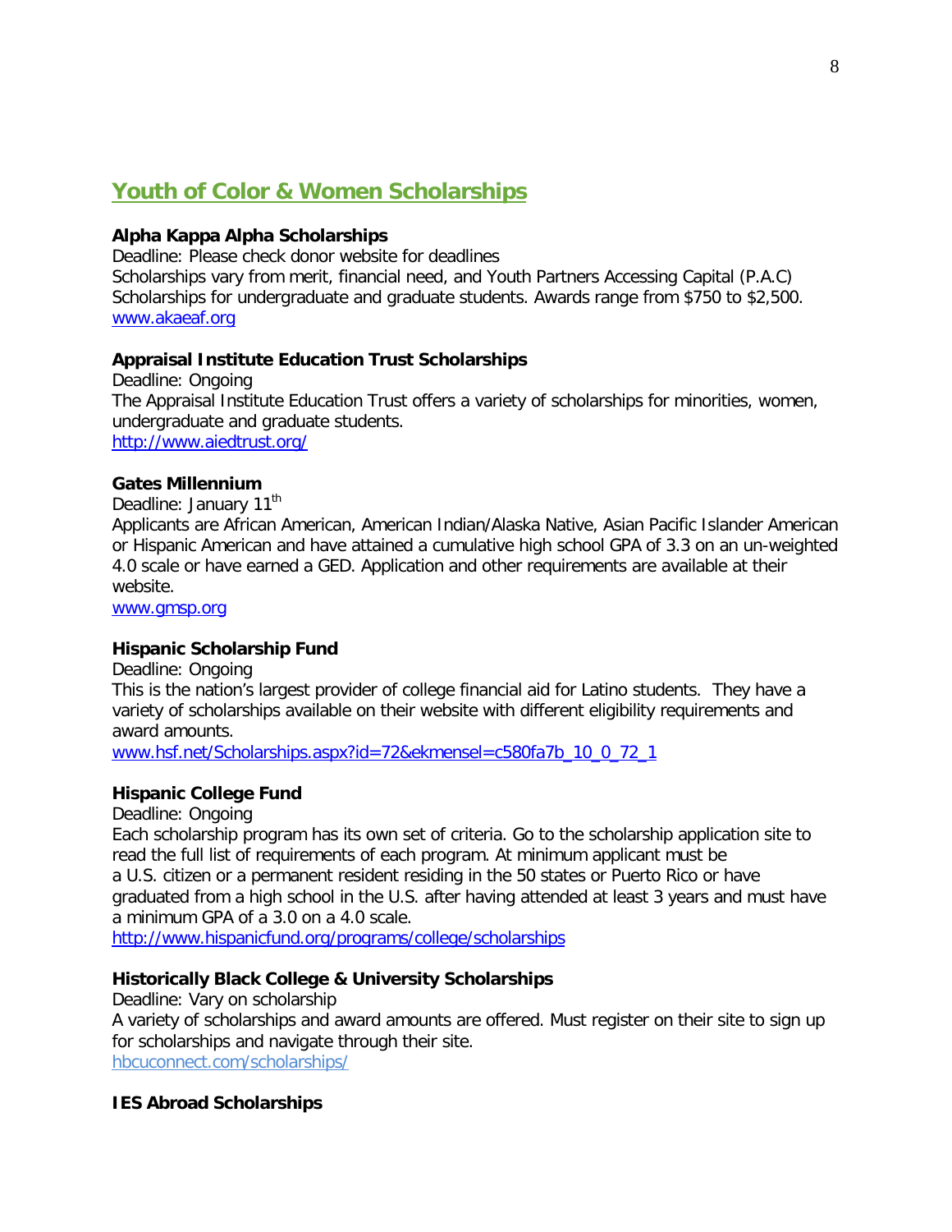## Youth of Color & Women Scholarships

**Alpha Kappa Alpha Scholarships**
Deadline: Please check donor website for deadlines
Scholarships vary from merit, financial need, and Youth Partners Accessing Capital (P.A.C) Scholarships for undergraduate and graduate students. Awards range from $750 to $2,500.
www.akaeaf.org

**Appraisal Institute Education Trust Scholarships**
Deadline: Ongoing
The Appraisal Institute Education Trust offers a variety of scholarships for minorities, women, undergraduate and graduate students.
http://www.aiedtrust.org/

**Gates Millennium**
Deadline: January 11th
Applicants are African American, American Indian/Alaska Native, Asian Pacific Islander American or Hispanic American and have attained a cumulative high school GPA of 3.3 on an un-weighted 4.0 scale or have earned a GED. Application and other requirements are available at their website.
www.gmsp.org

**Hispanic Scholarship Fund**
Deadline: Ongoing
This is the nation's largest provider of college financial aid for Latino students. They have a variety of scholarships available on their website with different eligibility requirements and award amounts.
www.hsf.net/Scholarships.aspx?id=72&ekmensel=c580fa7b_10_0_72_1

**Hispanic College Fund**
Deadline: Ongoing
Each scholarship program has its own set of criteria. Go to the scholarship application site to read the full list of requirements of each program. At minimum applicant must be a U.S. citizen or a permanent resident residing in the 50 states or Puerto Rico or have graduated from a high school in the U.S. after having attended at least 3 years and must have a minimum GPA of a 3.0 on a 4.0 scale.
http://www.hispanicfund.org/programs/college/scholarships

**Historically Black College & University Scholarships**
Deadline: Vary on scholarship
A variety of scholarships and award amounts are offered. Must register on their site to sign up for scholarships and navigate through their site.
hbcuconnect.com/scholarships/

**IES Abroad Scholarships**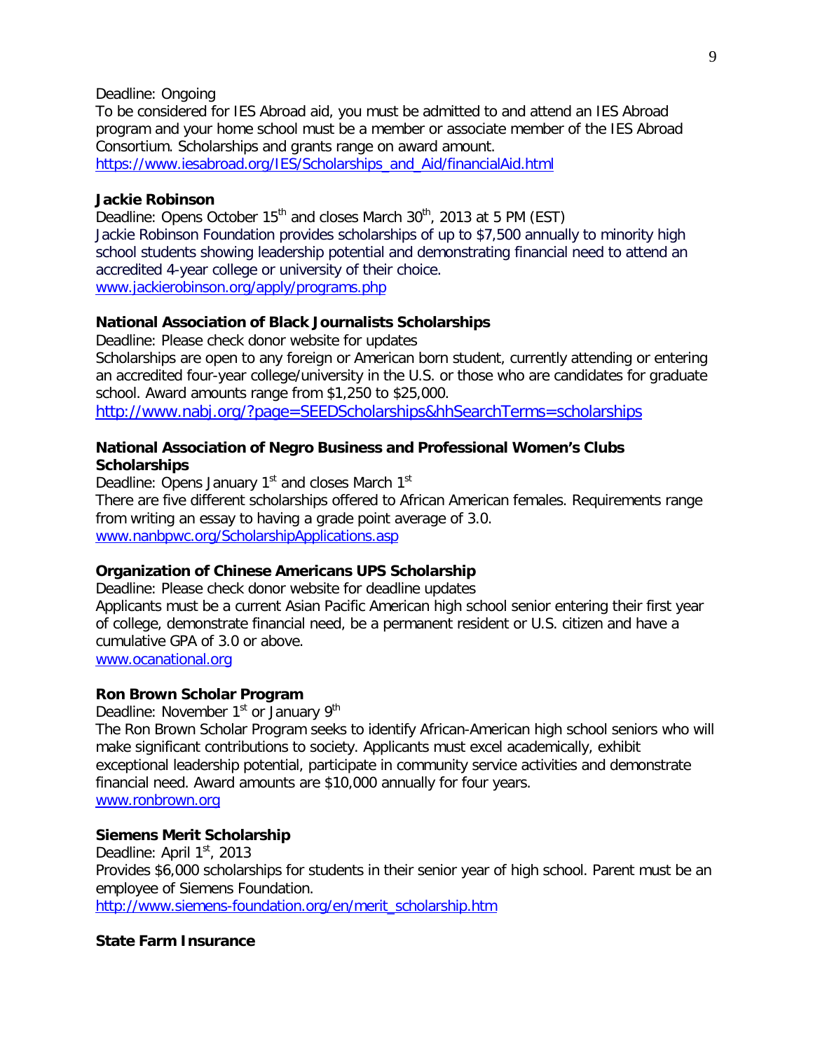Deadline: Ongoing
To be considered for IES Abroad aid, you must be admitted to and attend an IES Abroad program and your home school must be a member or associate member of the IES Abroad Consortium. Scholarships and grants range on award amount.
https://www.iesabroad.org/IES/Scholarships_and_Aid/financialAid.html

**Jackie Robinson**
Deadline: Opens October 15th and closes March 30th, 2013 at 5 PM (EST)
Jackie Robinson Foundation provides scholarships of up to $7,500 annually to minority high school students showing leadership potential and demonstrating financial need to attend an accredited 4-year college or university of their choice.
www.jackierobinson.org/apply/programs.php

**National Association of Black Journalists Scholarships**
Deadline: Please check donor website for updates
Scholarships are open to any foreign or American born student, currently attending or entering an accredited four-year college/university in the U.S. or those who are candidates for graduate school. Award amounts range from $1,250 to $25,000.
http://www.nabj.org/?page=SEEDScholarships&hhSearchTerms=scholarships

**National Association of Negro Business and Professional Women's Clubs Scholarships**
Deadline: Opens January 1st and closes March 1st
There are five different scholarships offered to African American females. Requirements range from writing an essay to having a grade point average of 3.0.
www.nanbpwc.org/ScholarshipApplications.asp

**Organization of Chinese Americans UPS Scholarship**
Deadline: Please check donor website for deadline updates
Applicants must be a current Asian Pacific American high school senior entering their first year of college, demonstrate financial need, be a permanent resident or U.S. citizen and have a cumulative GPA of 3.0 or above.
www.ocanational.org

**Ron Brown Scholar Program**
Deadline: November 1st or January 9th
The Ron Brown Scholar Program seeks to identify African-American high school seniors who will make significant contributions to society. Applicants must excel academically, exhibit exceptional leadership potential, participate in community service activities and demonstrate financial need. Award amounts are $10,000 annually for four years.
www.ronbrown.org

**Siemens Merit Scholarship**
Deadline: April 1st, 2013
Provides $6,000 scholarships for students in their senior year of high school. Parent must be an employee of Siemens Foundation.
http://www.siemens-foundation.org/en/merit_scholarship.htm

**State Farm Insurance**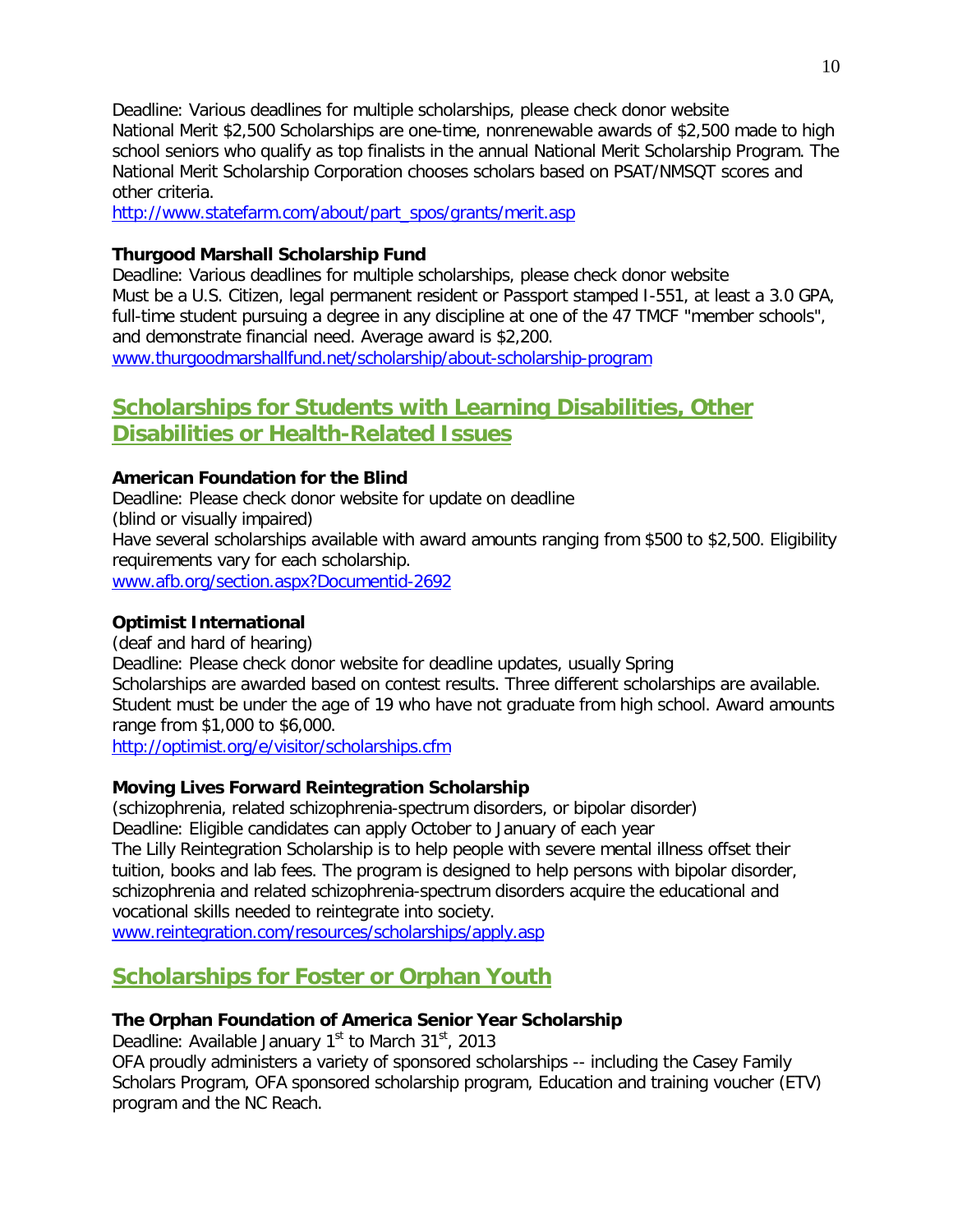Deadline: Various deadlines for multiple scholarships, please check donor website
National Merit $2,500 Scholarships are one-time, nonrenewable awards of $2,500 made to high school seniors who qualify as top finalists in the annual National Merit Scholarship Program. The National Merit Scholarship Corporation chooses scholars based on PSAT/NMSQT scores and other criteria.
http://www.statefarm.com/about/part_spos/grants/merit.asp

**Thurgood Marshall Scholarship Fund**
Deadline: Various deadlines for multiple scholarships, please check donor website
Must be a U.S. Citizen, legal permanent resident or Passport stamped I-551, at least a 3.0 GPA, full-time student pursuing a degree in any discipline at one of the 47 TMCF "member schools", and demonstrate financial need. Average award is $2,200.
www.thurgoodmarshallfund.net/scholarship/about-scholarship-program

## Scholarships for Students with Learning Disabilities, Other Disabilities or Health-Related Issues

**American Foundation for the Blind**
Deadline: Please check donor website for update on deadline
(blind or visually impaired)
Have several scholarships available with award amounts ranging from $500 to $2,500. Eligibility requirements vary for each scholarship.
www.afb.org/section.aspx?Documentid-2692

**Optimist International**
(deaf and hard of hearing)
Deadline: Please check donor website for deadline updates, usually Spring
Scholarships are awarded based on contest results. Three different scholarships are available. Student must be under the age of 19 who have not graduate from high school. Award amounts range from $1,000 to $6,000.
http://optimist.org/e/visitor/scholarships.cfm

**Moving Lives Forward Reintegration Scholarship**
(schizophrenia, related schizophrenia-spectrum disorders, or bipolar disorder)
Deadline: Eligible candidates can apply October to January of each year
The Lilly Reintegration Scholarship is to help people with severe mental illness offset their tuition, books and lab fees. The program is designed to help persons with bipolar disorder, schizophrenia and related schizophrenia-spectrum disorders acquire the educational and vocational skills needed to reintegrate into society.
www.reintegration.com/resources/scholarships/apply.asp

## Scholarships for Foster or Orphan Youth

**The Orphan Foundation of America Senior Year Scholarship**
Deadline: Available January 1st to March 31st, 2013
OFA proudly administers a variety of sponsored scholarships -- including the Casey Family Scholars Program, OFA sponsored scholarship program, Education and training voucher (ETV) program and the NC Reach.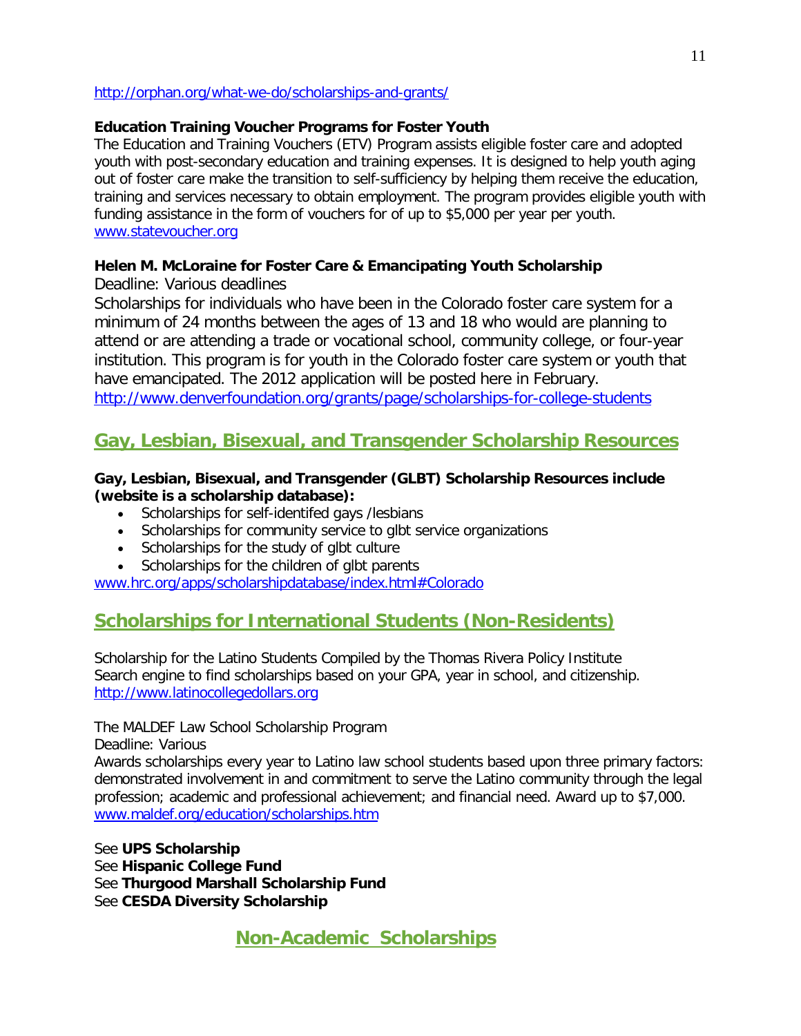http://orphan.org/what-we-do/scholarships-and-grants/

**Education Training Voucher Programs for Foster Youth**
The Education and Training Vouchers (ETV) Program assists eligible foster care and adopted youth with post-secondary education and training expenses. It is designed to help youth aging out of foster care make the transition to self-sufficiency by helping them receive the education, training and services necessary to obtain employment. The program provides eligible youth with funding assistance in the form of vouchers for of up to $5,000 per year per youth.
www.statevoucher.org

**Helen M. McLoraine for Foster Care & Emancipating Youth Scholarship**
Deadline: Various deadlines
Scholarships for individuals who have been in the Colorado foster care system for a minimum of 24 months between the ages of 13 and 18 who would are planning to attend or are attending a trade or vocational school, community college, or four-year institution. This program is for youth in the Colorado foster care system or youth that have emancipated. The 2012 application will be posted here in February.
http://www.denverfoundation.org/grants/page/scholarships-for-college-students

## Gay, Lesbian, Bisexual, and Transgender Scholarship Resources

**Gay, Lesbian, Bisexual, and Transgender (GLBT) Scholarship Resources include (website is a scholarship database):**

- Scholarships for self-identifed gays /lesbians
- Scholarships for community service to glbt service organizations
- Scholarships for the study of glbt culture
- Scholarships for the children of glbt parents

www.hrc.org/apps/scholarshipdatabase/index.html#Colorado

## Scholarships for International Students (Non-Residents)

Scholarship for the Latino Students Compiled by the Thomas Rivera Policy Institute
Search engine to find scholarships based on your GPA, year in school, and citizenship.
http://www.latinocollegedollars.org

The MALDEF Law School Scholarship Program
Deadline: Various
Awards scholarships every year to Latino law school students based upon three primary factors: demonstrated involvement in and commitment to serve the Latino community through the legal profession; academic and professional achievement; and financial need. Award up to $7,000.
www.maldef.org/education/scholarships.htm

See **UPS Scholarship**
See **Hispanic College Fund**
See **Thurgood Marshall Scholarship Fund**
See **CESDA Diversity Scholarship**

## Non-Academic Scholarships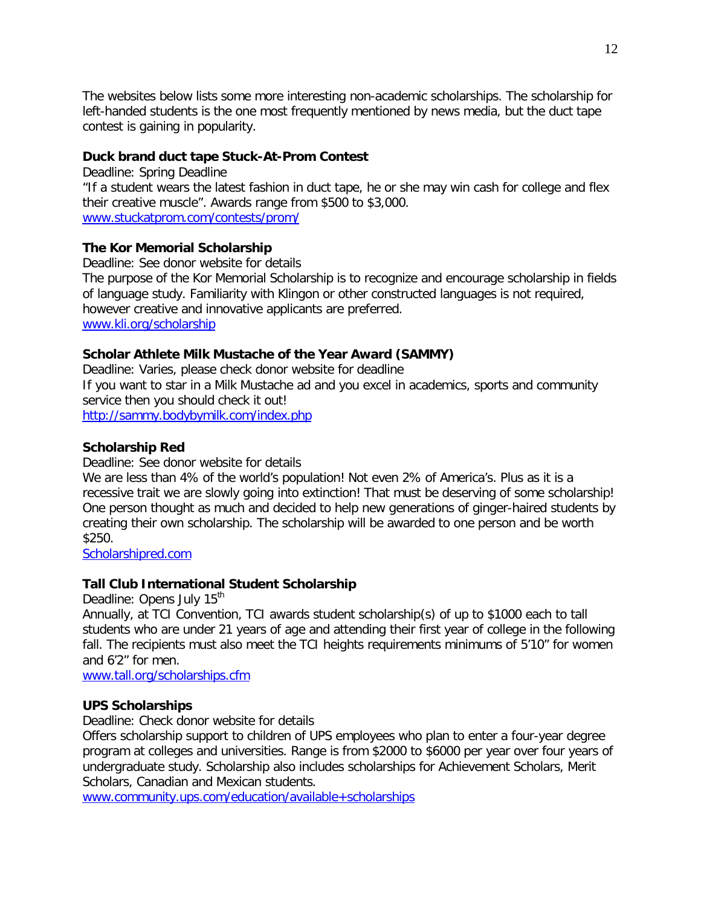The websites below lists some more interesting non-academic scholarships. The scholarship for left-handed students is the one most frequently mentioned by news media, but the duct tape contest is gaining in popularity.

**Duck brand duct tape Stuck-At-Prom Contest**

Deadline: Spring Deadline

"If a student wears the latest fashion in duct tape, he or she may win cash for college and flex their creative muscle". Awards range from $500 to $3,000.

www.stuckatprom.com/contests/prom/

**The Kor Memorial Scholarship**

Deadline: See donor website for details

The purpose of the Kor Memorial Scholarship is to recognize and encourage scholarship in fields of language study. Familiarity with Klingon or other constructed languages is not required, however creative and innovative applicants are preferred.

www.kli.org/scholarship

**Scholar Athlete Milk Mustache of the Year Award (SAMMY)**

Deadline: Varies, please check donor website for deadline

If you want to star in a Milk Mustache ad and you excel in academics, sports and community service then you should check it out!

http://sammy.bodybymilk.com/index.php

**Scholarship Red**

Deadline: See donor website for details

We are less than 4% of the world's population! Not even 2% of America's. Plus as it is a recessive trait we are slowly going into extinction! That must be deserving of some scholarship! One person thought as much and decided to help new generations of ginger-haired students by creating their own scholarship. The scholarship will be awarded to one person and be worth $250.

Scholarshipred.com

**Tall Club International Student Scholarship**

Deadline: Opens July 15th

Annually, at TCI Convention, TCI awards student scholarship(s) of up to $1000 each to tall students who are under 21 years of age and attending their first year of college in the following fall. The recipients must also meet the TCI heights requirements minimums of 5'10" for women and 6'2" for men.

www.tall.org/scholarships.cfm

**UPS Scholarships**

Deadline: Check donor website for details

Offers scholarship support to children of UPS employees who plan to enter a four-year degree program at colleges and universities. Range is from $2000 to $6000 per year over four years of undergraduate study. Scholarship also includes scholarships for Achievement Scholars, Merit Scholars, Canadian and Mexican students.

www.community.ups.com/education/available+scholarships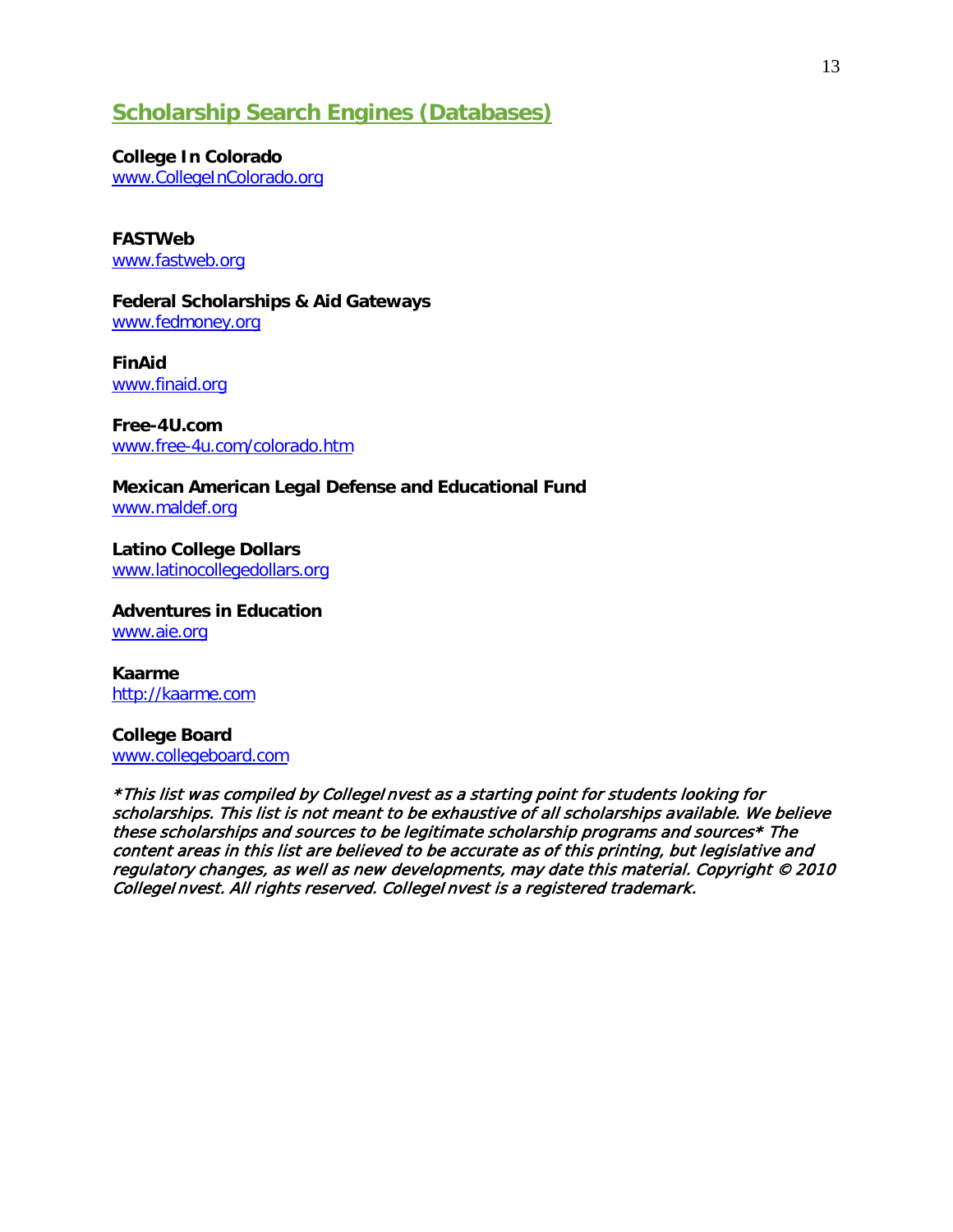## Scholarship Search Engines (Databases)

**College In Colorado**
[www.CollegeInColorado.org](http://www.CollegeInColorado.org)

**FASTWeb**
[www.fastweb.org](http://www.fastweb.org)

**Federal Scholarships & Aid Gateways**
[www.fedmoney.org](http://www.fedmoney.org)

**FinAid**
[www.finaid.org](http://www.finaid.org)

**Free-4U.com**
[www.free-4u.com/colorado.htm](http://www.free-4u.com/colorado.htm)

**Mexican American Legal Defense and Educational Fund**
[www.maldef.org](http://www.maldef.org)

**Latino College Dollars**
[www.latinocollegedollars.org](http://www.latinocollegedollars.org)

**Adventures in Education**
[www.aie.org](http://www.aie.org)

**Kaarme**
[http://kaarme.com](http://kaarme.com)

**College Board**
[www.collegeboard.com](http://www.collegeboard.com)

***This list was compiled by CollegeInvest as a starting point for students looking for scholarships. This list is not meant to be exhaustive of all scholarships available. We believe these scholarships and sources to be legitimate scholarship programs and sources* The content areas in this list are believed to be accurate as of this printing, but legislative and regulatory changes, as well as new developments, may date this material. Copyright © 2010 CollegeInvest. All rights reserved. CollegeInvest is a registered trademark.***